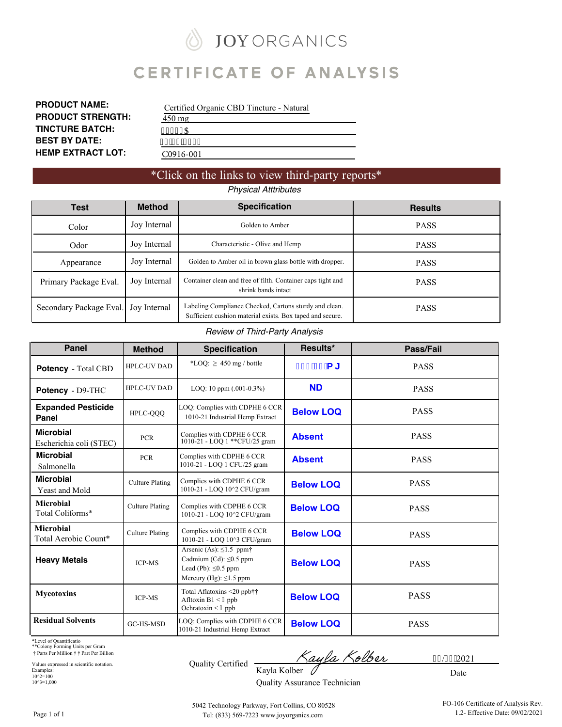# JOY ORGANICS

# CERTIFICATE OF ANALYSIS

**PRODUCT NAME:** Certified Organic CBD Tincture - Natural
**PRODUCT STRENGTH:** 450 mg
**TINCTURE BATCH:** $
**BEST BY DATE:**
**HEMP EXTRACT LOT:** C0916-001

*Click on the links to view third-party reports*

*Physical Atttributes*

| Test | Method | Specification | Results |
|---|---|---|---|
| Color | Joy Internal | Golden to Amber | PASS |
| Odor | Joy Internal | Characteristic - Olive and Hemp | PASS |
| Appearance | Joy Internal | Golden to Amber oil in brown glass bottle with dropper. | PASS |
| Primary Package Eval. | Joy Internal | Container clean and free of filth. Container caps tight and shrink bands intact | PASS |
| Secondary Package Eval. | Joy Internal | Labeling Compliance Checked, Cartons sturdy and clean. Sufficient cushion material exists. Box taped and secure. | PASS |

*Review of Third-Party Analysis*

| Panel | Method | Specification | Results* | Pass/Fail |
|---|---|---|---|---|
| **Potency** - Total CBD | HPLC-UV DAD | *LOQ: ≥ 450 mg / bottle | PJ | PASS |
| **Potency** - D9-THC | HPLC-UV DAD | LOQ: 10 ppm (.001-0.3%) | **ND** | PASS |
| **Expanded Pesticide Panel** | HPLC-QQQ | LOQ: Complies with CDPHE 6 CCR 1010-21 Industrial Hemp Extract | **Below LOQ** | PASS |
| **Microbial** Escherichia coli (STEC) | PCR | Complies with CDPHE 6 CCR 1010-21 - LOQ 1 **CFU/25 gram | **Absent** | PASS |
| **Microbial** Salmonella | PCR | Complies with CDPHE 6 CCR 1010-21 - LOQ 1 CFU/25 gram | **Absent** | PASS |
| **Microbial** Yeast and Mold | Culture Plating | Complies with CDPHE 6 CCR 1010-21 - LOQ 10^2 CFU/gram | **Below LOQ** | PASS |
| **Microbial** Total Coliforms* | Culture Plating | Complies with CDPHE 6 CCR 1010-21 - LOQ 10^2 CFU/gram | **Below LOQ** | PASS |
| **Microbial** Total Aerobic Count* | Culture Plating | Complies with CDPHE 6 CCR 1010-21 - LOQ 10^3 CFU/gram | **Below LOQ** | PASS |
| **Heavy Metals** | ICP-MS | Arsenic (As): ≤1.5 ppm† Cadmium (Cd): ≤0.5 ppm Lead (Pb): ≤0.5 ppm Mercury (Hg): ≤1.5 ppm | **Below LOQ** | PASS |
| **Mycotoxins** | ICP-MS | Total Aflatoxins <20 ppb†† Afltoxin B1 < ppb Ochratoxin < ppb | **Below LOQ** | PASS |
| **Residual Solvents** | GC-HS-MSD | LOQ: Complies with CDPHE 6 CCR 1010-21 Industrial Hemp Extract | **Below LOQ** | PASS |

*Level of Quantificatio
**Colony Forming Units per Gram
† Parts Per Million † † Part Per Billion

Values expressed in scientific notation.
Examples:
10^2=100
10^3=1,000

Quality Certified: Kayla Kolber, Quality Assurance Technician

Date: / 2021

5042 Technology Parkway, Fort Collins, CO 80528
Tel: (833) 569-7223 www.joyorganics.com

FO-106 Certificate of Analysis Rev. 1.2- Effective Date: 09/02/2021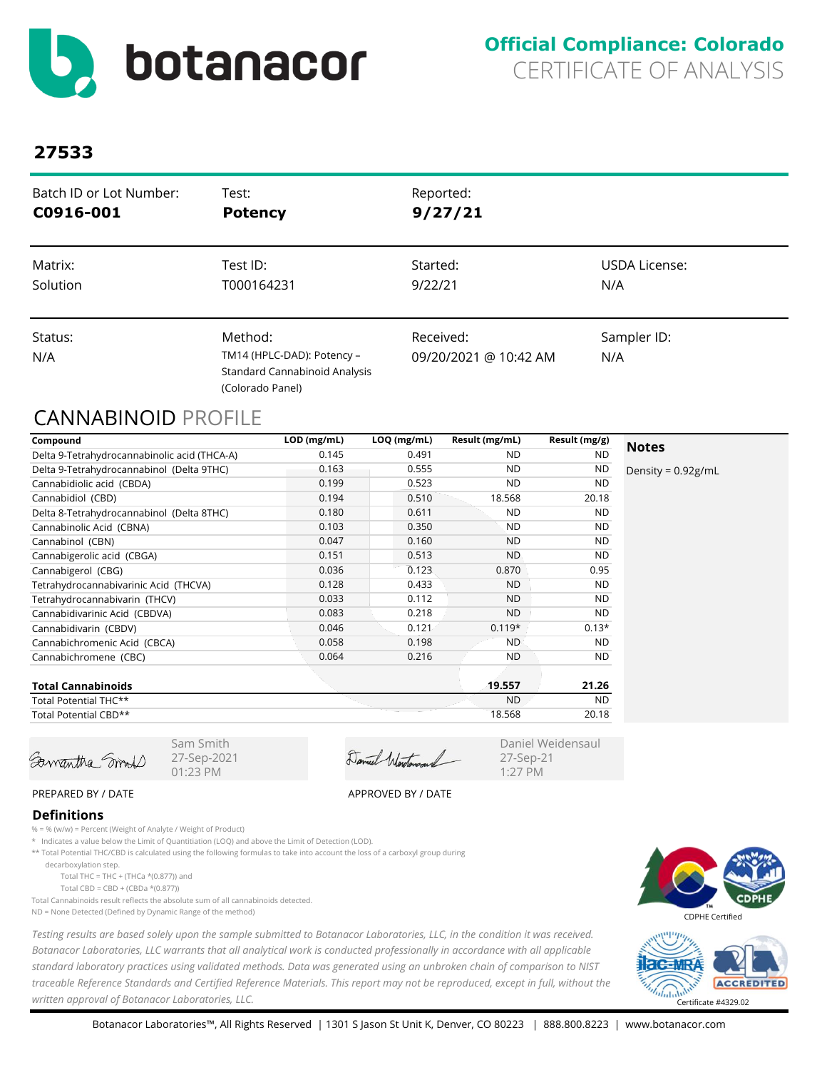# botanacor

**Official Compliance: Colorado**
CERTIFICATE OF ANALYSIS

## 27533

| Batch ID or Lot Number: | Test: | Reported: | |
|---|---|---|---|
| **C0916-001** | **Potency** | **9/27/21** | |
| Matrix: | Test ID: | Started: | USDA License: |
| Solution | T000164231 | 9/22/21 | N/A |
| Status: | Method: | Received: | Sampler ID: |
| N/A | TM14 (HPLC-DAD): Potency – Standard Cannabinoid Analysis (Colorado Panel) | 09/20/2021 @ 10:42 AM | N/A |

## CANNABINOID PROFILE

| Compound | LOD (mg/mL) | LOQ (mg/mL) | Result (mg/mL) | Result (mg/g) |
|---|---|---|---|---|
| Delta 9-Tetrahydrocannabinolic acid (THCA-A) | 0.145 | 0.491 | ND | ND |
| Delta 9-Tetrahydrocannabinol (Delta 9THC) | 0.163 | 0.555 | ND | ND |
| Cannabidiolic acid (CBDA) | 0.199 | 0.523 | ND | ND |
| Cannabidiol (CBD) | 0.194 | 0.510 | 18.568 | 20.18 |
| Delta 8-Tetrahydrocannabinol (Delta 8THC) | 0.180 | 0.611 | ND | ND |
| Cannabinolic Acid (CBNA) | 0.103 | 0.350 | ND | ND |
| Cannabinol (CBN) | 0.047 | 0.160 | ND | ND |
| Cannabigerolic acid (CBGA) | 0.151 | 0.513 | ND | ND |
| Cannabigerol (CBG) | 0.036 | 0.123 | 0.870 | 0.95 |
| Tetrahydrocannabivarinic Acid (THCVA) | 0.128 | 0.433 | ND | ND |
| Tetrahydrocannabivarin (THCV) | 0.033 | 0.112 | ND | ND |
| Cannabidivarinic Acid (CBDVA) | 0.083 | 0.218 | ND | ND |
| Cannabidivarin (CBDV) | 0.046 | 0.121 | 0.119* | 0.13* |
| Cannabichromenic Acid (CBCA) | 0.058 | 0.198 | ND | ND |
| Cannabichromene (CBC) | 0.064 | 0.216 | ND | ND |
| **Total Cannabinoids** | | | **19.557** | **21.26** |
| Total Potential THC** | | | ND | ND |
| Total Potential CBD** | | | 18.568 | 20.18 |

**Notes**

Density = 0.92g/mL

Sam Smith
27-Sep-2021
01:23 PM

PREPARED BY / DATE

Daniel Weidensaul
27-Sep-21
1:27 PM

APPROVED BY / DATE

### Definitions

% = % (w/w) = Percent (Weight of Analyte / Weight of Product)

* Indicates a value below the Limit of Quantitiation (LOQ) and above the Limit of Detection (LOD).

** Total Potential THC/CBD is calculated using the following formulas to take into account the loss of a carboxyl group during decarboxylation step.

Total THC = THC + (THCa *(0.877)) and

Total CBD = CBD + (CBDa *(0.877))

Total Cannabinoids result reflects the absolute sum of all cannabinoids detected.

ND = None Detected (Defined by Dynamic Range of the method)

*Testing results are based solely upon the sample submitted to Botanacor Laboratories, LLC, in the condition it was received. Botanacor Laboratories, LLC warrants that all analytical work is conducted professionally in accordance with all applicable standard laboratory practices using validated methods. Data was generated using an unbroken chain of comparison to NIST traceable Reference Standards and Certified Reference Materials. This report may not be reproduced, except in full, without the written approval of Botanacor Laboratories, LLC.*

CDPHE Certified

Certificate #4329.02

Botanacor Laboratories™, All Rights Reserved | 1301 S Jason St Unit K, Denver, CO 80223 | 888.800.8223 | www.botanacor.com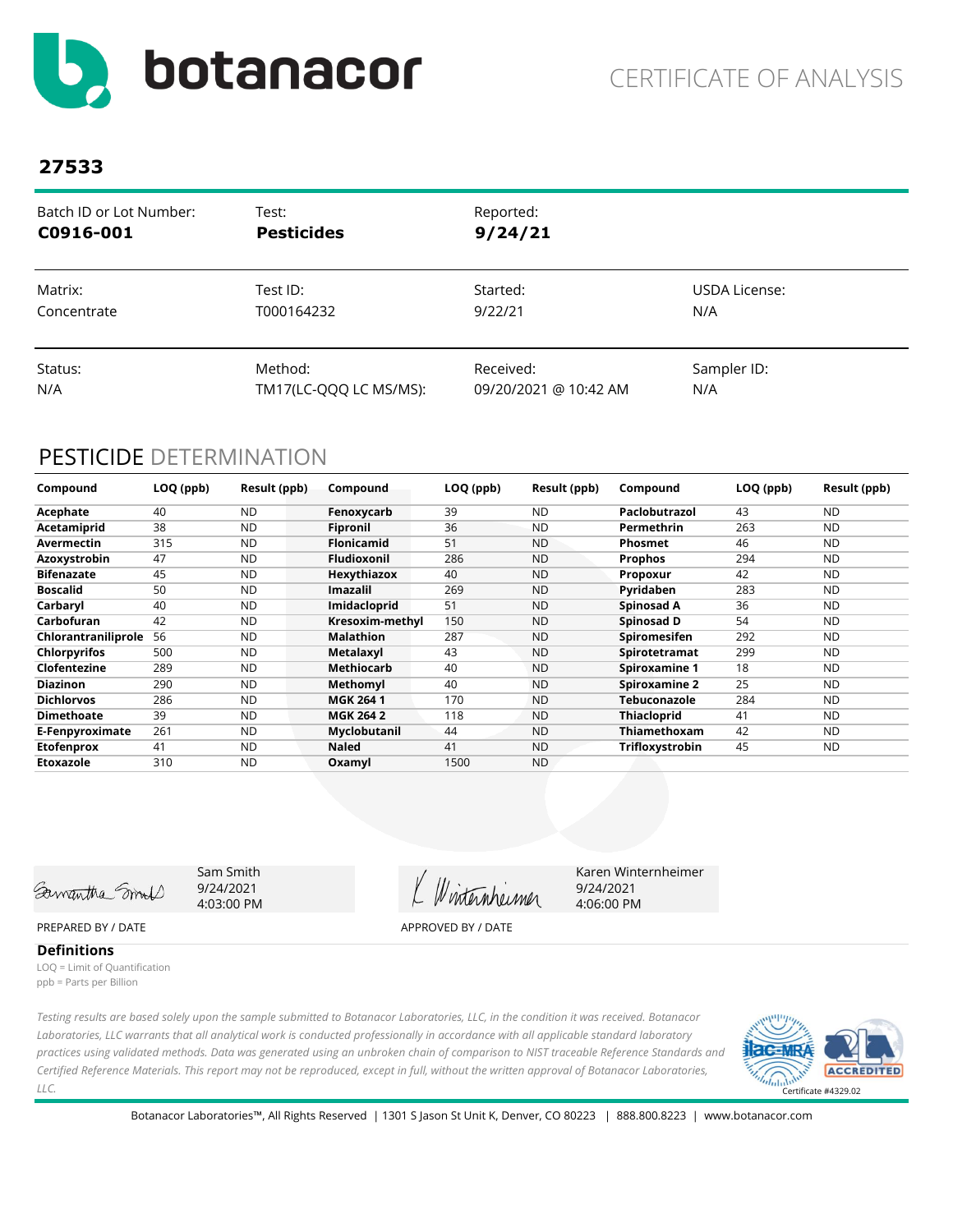# botanacor

CERTIFICATE OF ANALYSIS

## 27533

| Batch ID or Lot Number: | Test: | Reported: | |
|---|---|---|---|
| **C0916-001** | **Pesticides** | **9/24/21** | |
| Matrix: | Test ID: | Started: | USDA License: |
| Concentrate | T000164232 | 9/22/21 | N/A |
| Status: | Method: | Received: | Sampler ID: |
| N/A | TM17(LC-QQQ LC MS/MS): | 09/20/2021 @ 10:42 AM | N/A |

## PESTICIDE DETERMINATION

| Compound | LOQ (ppb) | Result (ppb) | Compound | LOQ (ppb) | Result (ppb) | Compound | LOQ (ppb) | Result (ppb) |
|---|---|---|---|---|---|---|---|---|
| **Acephate** | 40 | ND | **Fenoxycarb** | 39 | ND | **Paclobutrazol** | 43 | ND |
| **Acetamiprid** | 38 | ND | **Fipronil** | 36 | ND | **Permethrin** | 263 | ND |
| **Avermectin** | 315 | ND | **Flonicamid** | 51 | ND | **Phosmet** | 46 | ND |
| **Azoxystrobin** | 47 | ND | **Fludioxonil** | 286 | ND | **Prophos** | 294 | ND |
| **Bifenazate** | 45 | ND | **Hexythiazox** | 40 | ND | **Propoxur** | 42 | ND |
| **Boscalid** | 50 | ND | **Imazalil** | 269 | ND | **Pyridaben** | 283 | ND |
| **Carbaryl** | 40 | ND | **Imidacloprid** | 51 | ND | **Spinosad A** | 36 | ND |
| **Carbofuran** | 42 | ND | **Kresoxim-methyl** | 150 | ND | **Spinosad D** | 54 | ND |
| **Chlorantraniliprole** | 56 | ND | **Malathion** | 287 | ND | **Spiromesifen** | 292 | ND |
| **Chlorpyrifos** | 500 | ND | **Metalaxyl** | 43 | ND | **Spirotetramat** | 299 | ND |
| **Clofentezine** | 289 | ND | **Methiocarb** | 40 | ND | **Spiroxamine 1** | 18 | ND |
| **Diazinon** | 290 | ND | **Methomyl** | 40 | ND | **Spiroxamine 2** | 25 | ND |
| **Dichlorvos** | 286 | ND | **MGK 264 1** | 170 | ND | **Tebuconazole** | 284 | ND |
| **Dimethoate** | 39 | ND | **MGK 264 2** | 118 | ND | **Thiacloprid** | 41 | ND |
| **E-Fenpyroximate** | 261 | ND | **Myclobutanil** | 44 | ND | **Thiamethoxam** | 42 | ND |
| **Etofenprox** | 41 | ND | **Naled** | 41 | ND | **Trifloxystrobin** | 45 | ND |
| **Etoxazole** | 310 | ND | **Oxamyl** | 1500 | ND | | | |

Sam Smith
9/24/2021
4:03:00 PM

PREPARED BY / DATE

Karen Winternheimer
9/24/2021
4:06:00 PM

APPROVED BY / DATE

### Definitions

LOQ = Limit of Quantification
ppb = Parts per Billion

*Testing results are based solely upon the sample submitted to Botanacor Laboratories, LLC, in the condition it was received. Botanacor Laboratories, LLC warrants that all analytical work is conducted professionally in accordance with all applicable standard laboratory practices using validated methods. Data was generated using an unbroken chain of comparison to NIST traceable Reference Standards and Certified Reference Materials. This report may not be reproduced, except in full, without the written approval of Botanacor Laboratories, LLC.*

Certificate #4329.02

Botanacor Laboratories™, All Rights Reserved | 1301 S Jason St Unit K, Denver, CO 80223 | 888.800.8223 | www.botanacor.com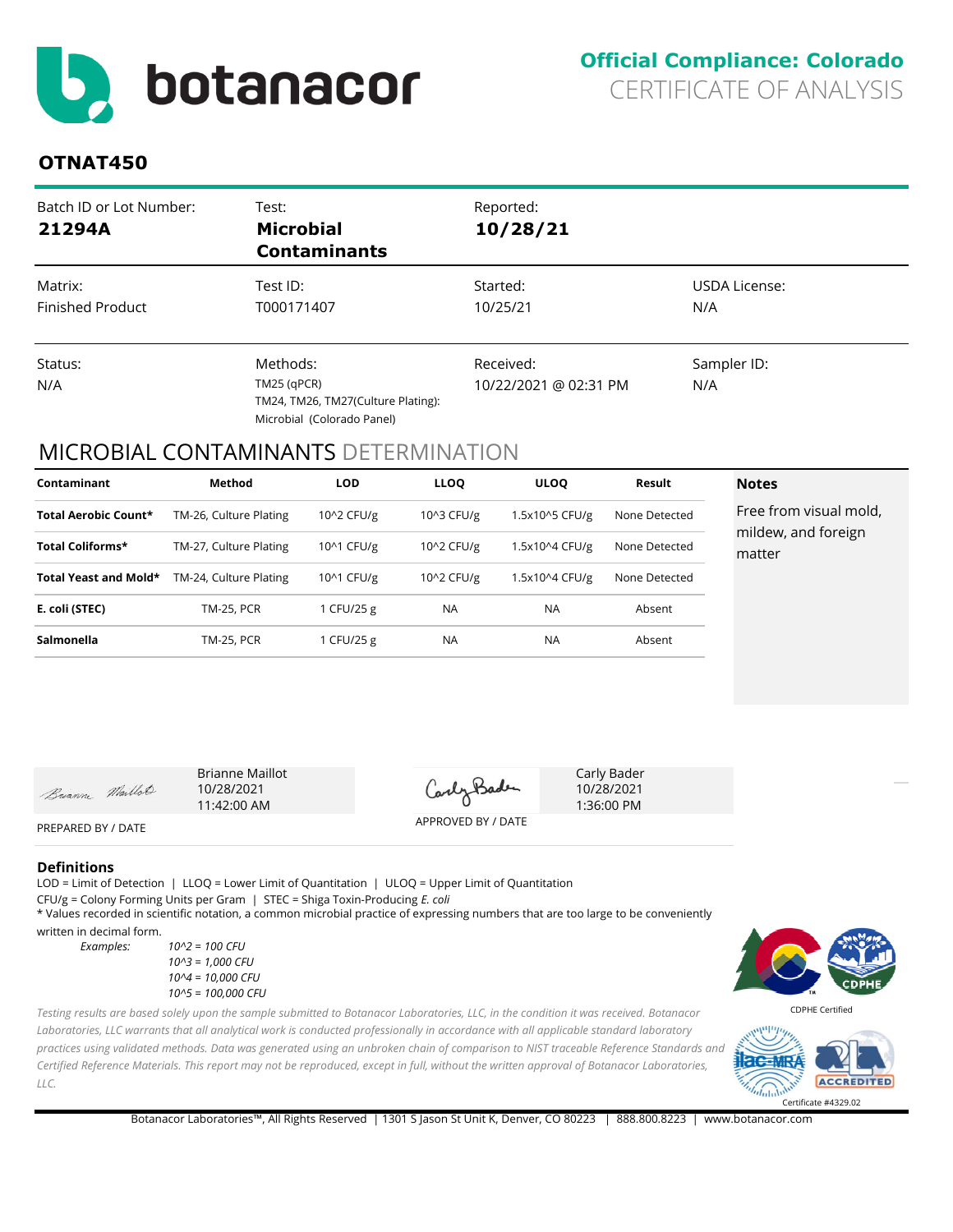# botanacor

**Official Compliance: Colorado**
CERTIFICATE OF ANALYSIS

## OTNAT450

| Batch ID or Lot Number: | Test: | Reported: | |
|---|---|---|---|
| **21294A** | **Microbial Contaminants** | **10/28/21** | |
| Matrix: | Test ID: | Started: | USDA License: |
| Finished Product | T000171407 | 10/25/21 | N/A |
| Status: | Methods: | Received: | Sampler ID: |
| N/A | TM25 (qPCR) TM24, TM26, TM27(Culture Plating): Microbial (Colorado Panel) | 10/22/2021 @ 02:31 PM | N/A |

## MICROBIAL CONTAMINANTS DETERMINATION

| Contaminant | Method | LOD | LLOQ | ULOQ | Result |
|---|---|---|---|---|---|
| **Total Aerobic Count*** | TM-26, Culture Plating | 10^2 CFU/g | 10^3 CFU/g | 1.5x10^5 CFU/g | None Detected |
| **Total Coliforms*** | TM-27, Culture Plating | 10^1 CFU/g | 10^2 CFU/g | 1.5x10^4 CFU/g | None Detected |
| **Total Yeast and Mold*** | TM-24, Culture Plating | 10^1 CFU/g | 10^2 CFU/g | 1.5x10^4 CFU/g | None Detected |
| **E. coli (STEC)** | TM-25, PCR | 1 CFU/25 g | NA | NA | Absent |
| **Salmonella** | TM-25, PCR | 1 CFU/25 g | NA | NA | Absent |

**Notes**

Free from visual mold, mildew, and foreign matter

Brianne Maillot
10/28/2021
11:42:00 AM

PREPARED BY / DATE

Carly Bader
10/28/2021
1:36:00 PM

APPROVED BY / DATE

### Definitions

LOD = Limit of Detection | LLOQ = Lower Limit of Quantitation | ULOQ = Upper Limit of Quantitation
CFU/g = Colony Forming Units per Gram | STEC = Shiga Toxin-Producing *E. coli*
* Values recorded in scientific notation, a common microbial practice of expressing numbers that are too large to be conveniently written in decimal form.

*Examples:*
*10^2 = 100 CFU*
*10^3 = 1,000 CFU*
*10^4 = 10,000 CFU*
*10^5 = 100,000 CFU*

*Testing results are based solely upon the sample submitted to Botanacor Laboratories, LLC, in the condition it was received. Botanacor Laboratories, LLC warrants that all analytical work is conducted professionally in accordance with all applicable standard laboratory practices using validated methods. Data was generated using an unbroken chain of comparison to NIST traceable Reference Standards and Certified Reference Materials. This report may not be reproduced, except in full, without the written approval of Botanacor Laboratories, LLC.*

CDPHE Certified

Certificate #4329.02

Botanacor Laboratories™, All Rights Reserved | 1301 S Jason St Unit K, Denver, CO 80223 | 888.800.8223 | www.botanacor.com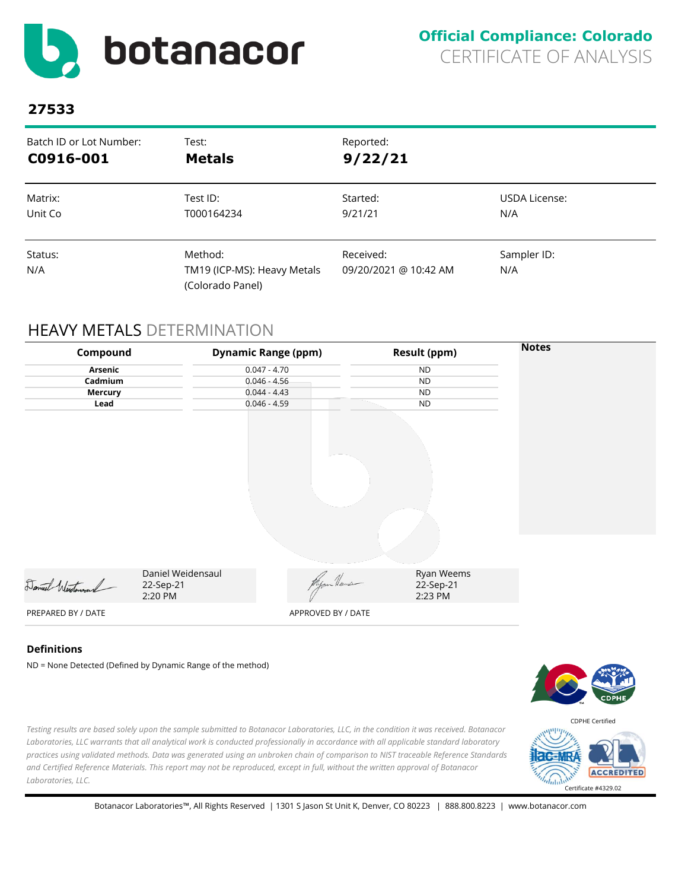**Official Compliance: Colorado**
CERTIFICATE OF ANALYSIS

## 27533

| Batch ID or Lot Number: | Test: | Reported: | |
|---|---|---|---|
| **C0916-001** | **Metals** | **9/22/21** | |
| Matrix: | Test ID: | Started: | USDA License: |
| Unit Co | T000164234 | 9/21/21 | N/A |
| Status: | Method: | Received: | Sampler ID: |
| N/A | TM19 (ICP-MS): Heavy Metals (Colorado Panel) | 09/20/2021 @ 10:42 AM | N/A |

## HEAVY METALS DETERMINATION

| Compound | Dynamic Range (ppm) | Result (ppm) | Notes |
|---|---|---|---|
| **Arsenic** | 0.047 - 4.70 | ND | |
| **Cadmium** | 0.046 - 4.56 | ND | |
| **Mercury** | 0.044 - 4.43 | ND | |
| **Lead** | 0.046 - 4.59 | ND | |

Daniel Weidensaul
22-Sep-21
2:20 PM

PREPARED BY / DATE

Ryan Weems
22-Sep-21
2:23 PM

APPROVED BY / DATE

### Definitions

ND = None Detected (Defined by Dynamic Range of the method)

CDPHE Certified

*Testing results are based solely upon the sample submitted to Botanacor Laboratories, LLC, in the condition it was received. Botanacor Laboratories, LLC warrants that all analytical work is conducted professionally in accordance with all applicable standard laboratory practices using validated methods. Data was generated using an unbroken chain of comparison to NIST traceable Reference Standards and Certified Reference Materials. This report may not be reproduced, except in full, without the written approval of Botanacor Laboratories, LLC.*

Certificate #4329.02

Botanacor Laboratories™, All Rights Reserved | 1301 S Jason St Unit K, Denver, CO 80223 | 888.800.8223 | www.botanacor.com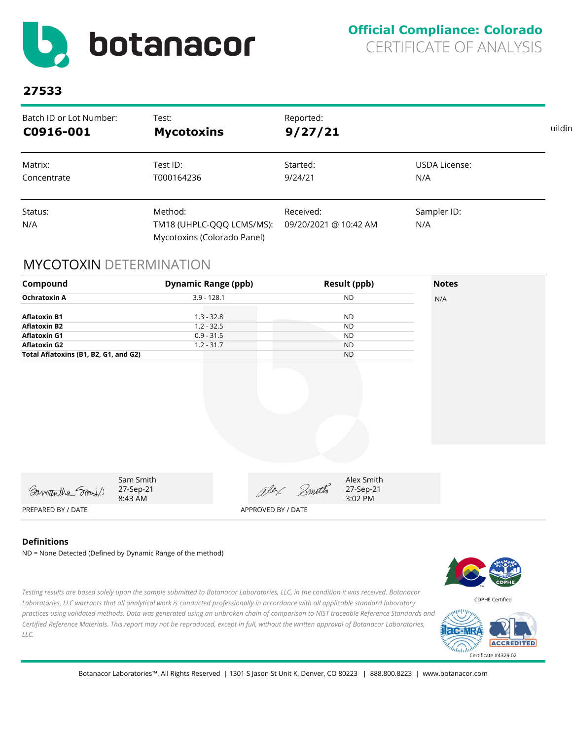**Official Compliance: Colorado**
CERTIFICATE OF ANALYSIS

**27533**

| Batch ID or Lot Number: | Test: | Reported: | |
|---|---|---|---|
| **C0916-001** | **Mycotoxins** | **9/27/21** | |
| Matrix: | Test ID: | Started: | USDA License: |
| Concentrate | T000164236 | 9/24/21 | N/A |
| Status: | Method: | Received: | Sampler ID: |
| N/A | TM18 (UHPLC-QQQ LCMS/MS): Mycotoxins (Colorado Panel) | 09/20/2021 @ 10:42 AM | N/A |

## MYCOTOXIN DETERMINATION

| Compound | Dynamic Range (ppb) | Result (ppb) | Notes |
|---|---|---|---|
| **Ochratoxin A** | 3.9 - 128.1 | ND | N/A |
| **Aflatoxin B1** | 1.3 - 32.8 | ND | |
| **Aflatoxin B2** | 1.2 - 32.5 | ND | |
| **Aflatoxin G1** | 0.9 - 31.5 | ND | |
| **Aflatoxin G2** | 1.2 - 31.7 | ND | |
| **Total Aflatoxins (B1, B2, G1, and G2)** | | ND | |

Sam Smith
27-Sep-21
8:43 AM
PREPARED BY / DATE

Alex Smith
27-Sep-21
3:02 PM
APPROVED BY / DATE

### Definitions

ND = None Detected (Defined by Dynamic Range of the method)

*Testing results are based solely upon the sample submitted to Botanacor Laboratories, LLC, in the condition it was received. Botanacor Laboratories, LLC warrants that all analytical work is conducted professionally in accordance with all applicable standard laboratory practices using validated methods. Data was generated using an unbroken chain of comparison to NIST traceable Reference Standards and Certified Reference Materials. This report may not be reproduced, except in full, without the written approval of Botanacor Laboratories, LLC.*

CDPHE Certified

Certificate #4329.02

Botanacor Laboratories™, All Rights Reserved | 1301 S Jason St Unit K, Denver, CO 80223 | 888.800.8223 | www.botanacor.com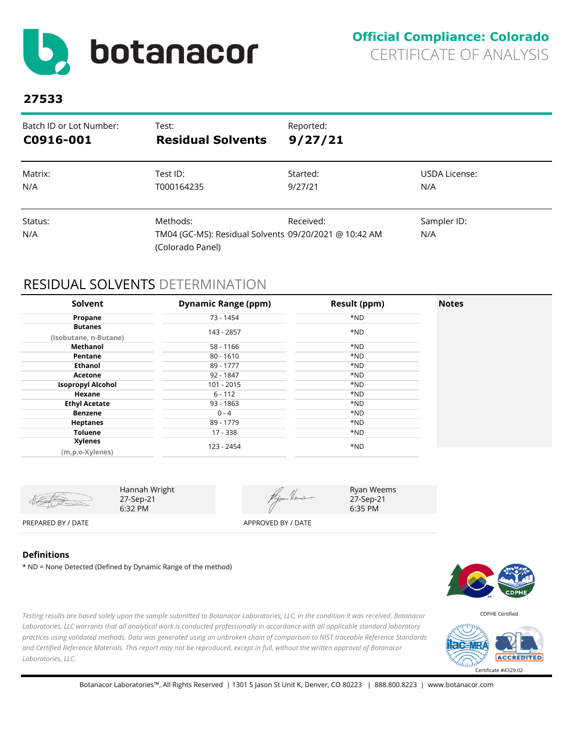botanacor

**Official Compliance: Colorado**
CERTIFICATE OF ANALYSIS

## 27533

| Batch ID or Lot Number: | Test: | Reported: | |
|---|---|---|---|
| **C0916-001** | **Residual Solvents** | **9/27/21** | |
| Matrix: | Test ID: | Started: | USDA License: |
| N/A | T000164235 | 9/27/21 | N/A |
| Status: | Methods: | Received: | Sampler ID: |
| N/A | TM04 (GC-MS): Residual Solvents (Colorado Panel) | 09/20/2021 @ 10:42 AM | N/A |

## RESIDUAL SOLVENTS DETERMINATION

| Solvent | Dynamic Range (ppm) | Result (ppm) | Notes |
|---|---|---|---|
| **Propane** | 73 - 1454 | *ND | |
| **Butanes** (Isobutane, n-Butane) | 143 - 2857 | *ND | |
| **Methanol** | 58 - 1166 | *ND | |
| **Pentane** | 80 - 1610 | *ND | |
| **Ethanol** | 89 - 1777 | *ND | |
| **Acetone** | 92 - 1847 | *ND | |
| **Isopropyl Alcohol** | 101 - 2015 | *ND | |
| **Hexane** | 6 - 112 | *ND | |
| **Ethyl Acetate** | 93 - 1863 | *ND | |
| **Benzene** | 0 - 4 | *ND | |
| **Heptanes** | 89 - 1779 | *ND | |
| **Toluene** | 17 - 338 | *ND | |
| **Xylenes** (m,p,o-Xylenes) | 123 - 2454 | *ND | |

Hannah Wright
27-Sep-21
6:32 PM

PREPARED BY / DATE

Ryan Weems
27-Sep-21
6:35 PM

APPROVED BY / DATE

### Definitions

* ND = None Detected (Defined by Dynamic Range of the method)

*Testing results are based solely upon the sample submitted to Botanacor Laboratories, LLC, in the condition it was received. Botanacor Laboratories, LLC warrants that all analytical work is conducted professionally in accordance with all applicable standard laboratory practices using validated methods. Data was generated using an unbroken chain of comparison to NIST traceable Reference Standards and Certified Reference Materials. This report may not be reproduced, except in full, without the written approval of Botanacor Laboratories, LLC.*

CDPHE Certified

Certificate #4329.02

Botanacor Laboratories™, All Rights Reserved | 1301 S Jason St Unit K, Denver, CO 80223 | 888.800.8223 | www.botanacor.com